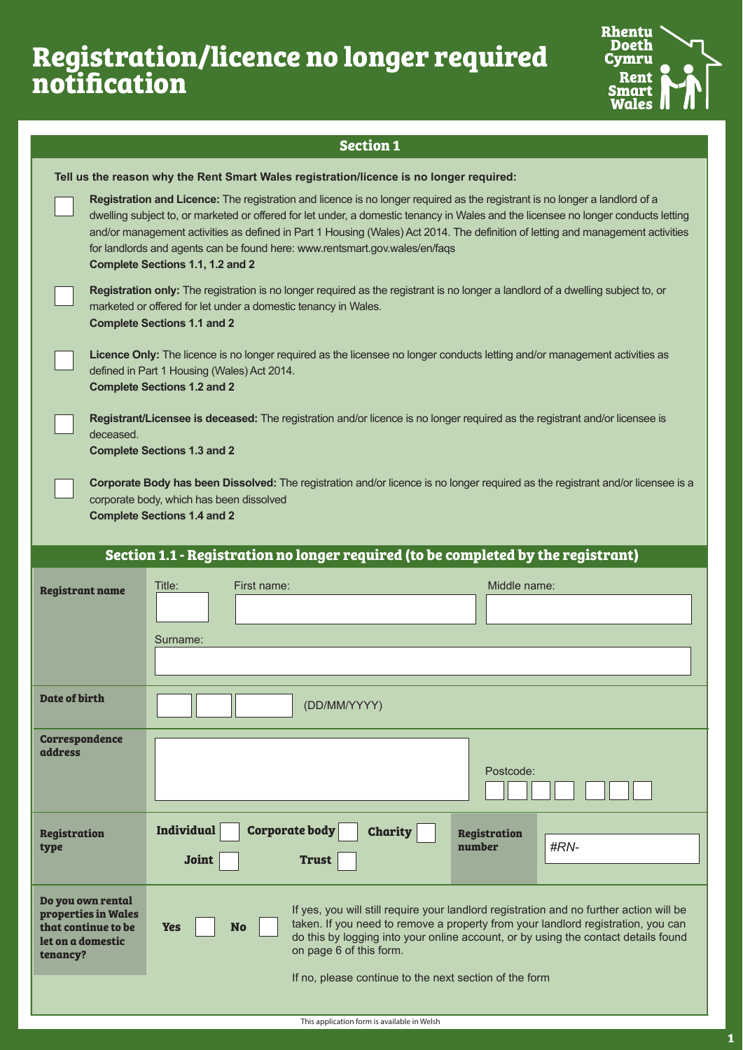# Registration/licence no longer required notification

Rhentu Doeth Cymru
Rent Smart Wales

## Section 1

**Tell us the reason why the Rent Smart Wales registration/licence is no longer required:**

☐ **Registration and Licence:** The registration and licence is no longer required as the registrant is no longer a landlord of a dwelling subject to, or marketed or offered for let under, a domestic tenancy in Wales and the licensee no longer conducts letting and/or management activities as defined in Part 1 Housing (Wales) Act 2014. The definition of letting and management activities for landlords and agents can be found here: www.rentsmart.gov.wales/en/faqs
**Complete Sections 1.1, 1.2 and 2**

☐ **Registration only:** The registration is no longer required as the registrant is no longer a landlord of a dwelling subject to, or marketed or offered for let under a domestic tenancy in Wales.
**Complete Sections 1.1 and 2**

☐ **Licence Only:** The licence is no longer required as the licensee no longer conducts letting and/or management activities as defined in Part 1 Housing (Wales) Act 2014.
**Complete Sections 1.2 and 2**

☐ **Registrant/Licensee is deceased:** The registration and/or licence is no longer required as the registrant and/or licensee is deceased.
**Complete Sections 1.3 and 2**

☐ **Corporate Body has been Dissolved:** The registration and/or licence is no longer required as the registrant and/or licensee is a corporate body, which has been dissolved
**Complete Sections 1.4 and 2**

## Section 1.1 - Registration no longer required (to be completed by the registrant)

| | |
|---|---|
| **Registrant name** | Title: ____ First name: ____ Middle name: ____<br>Surname: ____ |
| **Date of birth** | __ / __ / ____ (DD/MM/YYYY) |
| **Correspondence address** | ____ Postcode: ☐☐☐☐ ☐☐☐ |
| **Registration type** | **Individual** ☐ **Corporate body** ☐ **Charity** ☐ **Joint** ☐ **Trust** ☐ — **Registration number** #RN- |
| **Do you own rental properties in Wales that continue to be let on a domestic tenancy?** | **Yes** ☐ **No** ☐<br>If yes, you will still require your landlord registration and no further action will be taken. If you need to remove a property from your landlord registration, you can do this by logging into your online account, or by using the contact details found on page 6 of this form.<br>If no, please continue to the next section of the form |

This application form is available in Welsh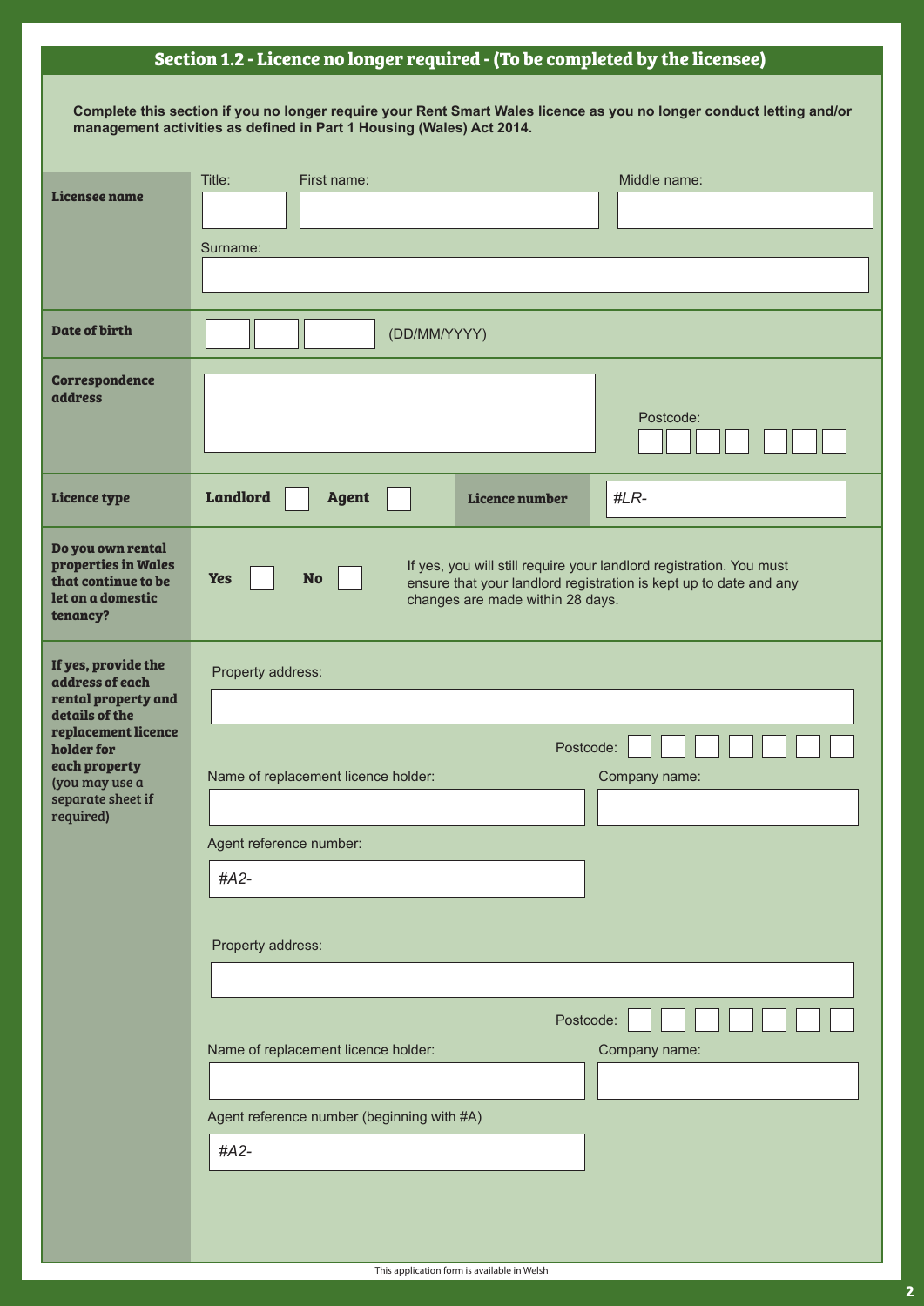## Section 1.2 - Licence no longer required - (To be completed by the licensee)

**Complete this section if you no longer require your Rent Smart Wales licence as you no longer conduct letting and/or management activities as defined in Part 1 Housing (Wales) Act 2014.**

| | |
|---|---|
| **Licensee name** | Title: ____ First name: ____ Middle name: ____<br>Surname: ____ |
| **Date of birth** | __ / __ / ____ (DD/MM/YYYY) |
| **Correspondence address** | ____<br>Postcode: ____ |
| **Licence type** | **Landlord** ☐ **Agent** ☐ **Licence number** #LR- |
| **Do you own rental properties in Wales that continue to be let on a domestic tenancy?** | **Yes** ☐ **No** ☐<br>If yes, you will still require your landlord registration. You must ensure that your landlord registration is kept up to date and any changes are made within 28 days. |
| **If yes, provide the address of each rental property and details of the replacement licence holder for each property** (you may use a separate sheet if required) | Property address: ____<br>Postcode: ____<br>Name of replacement licence holder: ____ Company name: ____<br>Agent reference number: #A2-<br><br>Property address: ____<br>Postcode: ____<br>Name of replacement licence holder: ____ Company name: ____<br>Agent reference number (beginning with #A) #A2- |

This application form is available in Welsh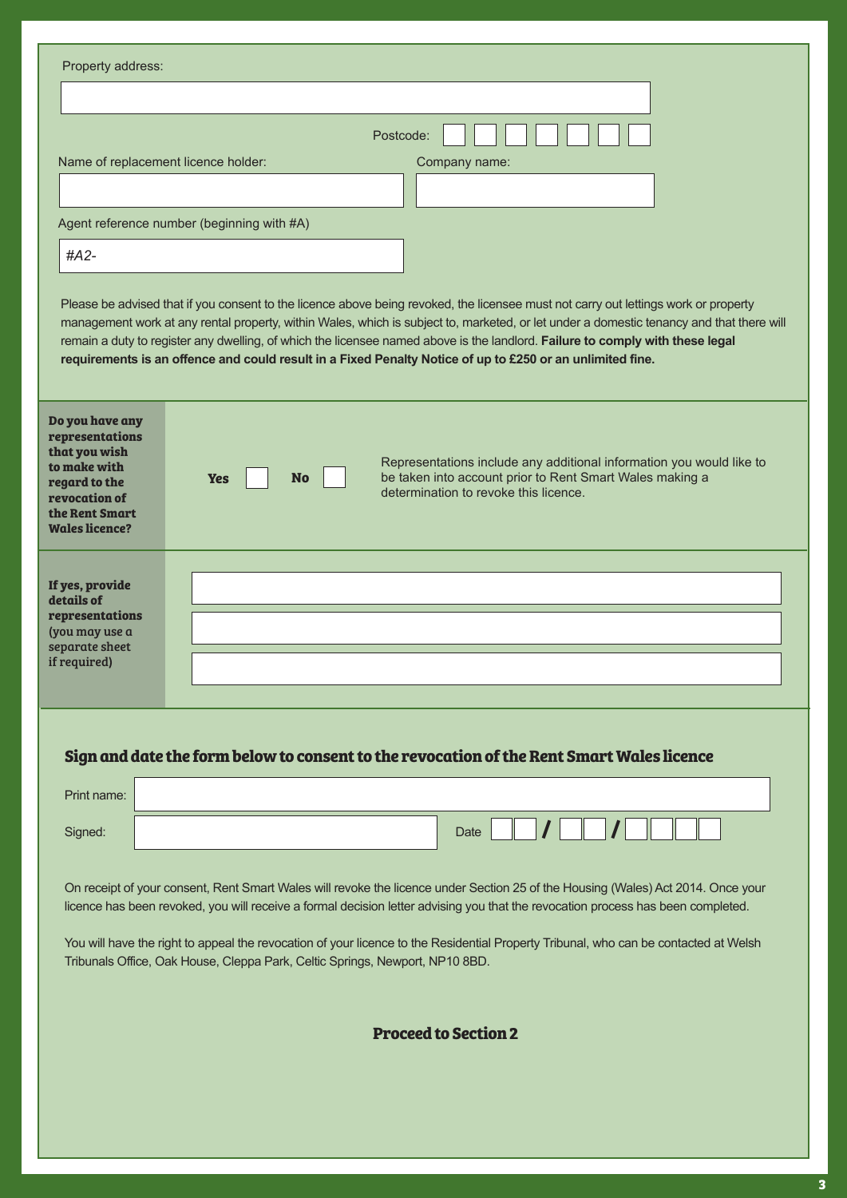Property address:

Postcode:

Name of replacement licence holder:

Company name:

Agent reference number (beginning with #A)

*#A2-*

Please be advised that if you consent to the licence above being revoked, the licensee must not carry out lettings work or property management work at any rental property, within Wales, which is subject to, marketed, or let under a domestic tenancy and that there will remain a duty to register any dwelling, of which the licensee named above is the landlord. **Failure to comply with these legal requirements is an offence and could result in a Fixed Penalty Notice of up to £250 or an unlimited fine.**

| | |
|---|---|
| **Do you have any representations that you wish to make with regard to the revocation of the Rent Smart Wales licence?** | **Yes** ☐ **No** ☐ Representations include any additional information you would like to be taken into account prior to Rent Smart Wales making a determination to revoke this licence. |
| **If yes, provide details of representations** (you may use a separate sheet if required) | |

## Sign and date the form below to consent to the revocation of the Rent Smart Wales licence

Print name:

Signed:

Date ☐☐ / ☐☐ / ☐☐☐☐

On receipt of your consent, Rent Smart Wales will revoke the licence under Section 25 of the Housing (Wales) Act 2014. Once your licence has been revoked, you will receive a formal decision letter advising you that the revocation process has been completed.

You will have the right to appeal the revocation of your licence to the Residential Property Tribunal, who can be contacted at Welsh Tribunals Office, Oak House, Cleppa Park, Celtic Springs, Newport, NP10 8BD.

**Proceed to Section 2**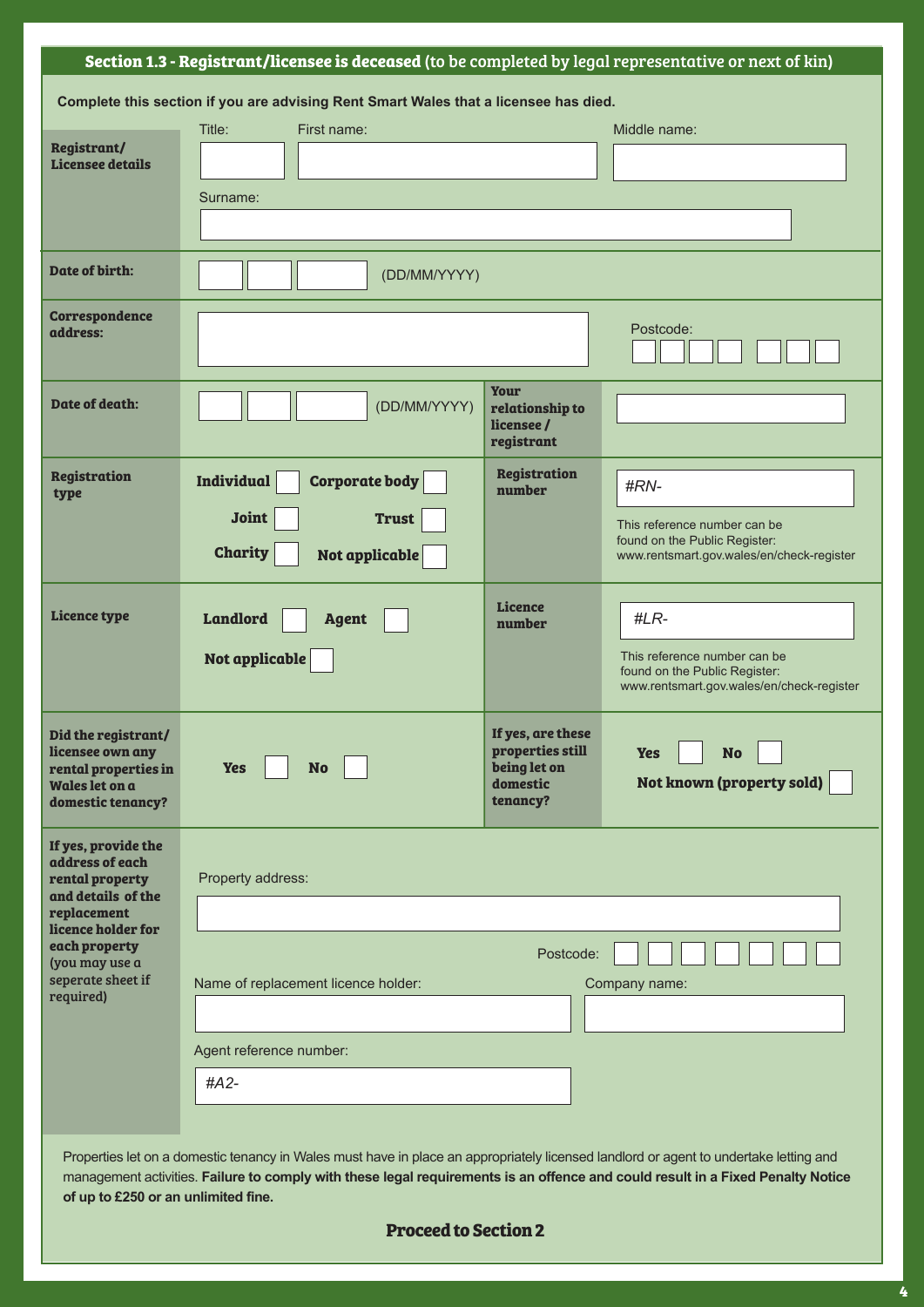## Section 1.3 - Registrant/licensee is deceased (to be completed by legal representative or next of kin)

**Complete this section if you are advising Rent Smart Wales that a licensee has died.**

**Registrant/ Licensee details**

Title: ______ First name: ______ Middle name: ______

Surname: ______

**Date of birth:** ___ ___ ___ (DD/MM/YYYY)

**Correspondence address:** ______ Postcode: ______

**Date of death:** ___ ___ ___ (DD/MM/YYYY)

**Your relationship to licensee / registrant** ______

**Registration type**

**Individual** ☐ **Corporate body** ☐

**Joint** ☐ **Trust** ☐

**Charity** ☐ **Not applicable** ☐

**Registration number** *#RN-*

This reference number can be found on the Public Register: www.rentsmart.gov.wales/en/check-register

**Licence type**

**Landlord** ☐ **Agent** ☐

**Not applicable** ☐

**Licence number** *#LR-*

This reference number can be found on the Public Register: www.rentsmart.gov.wales/en/check-register

**Did the registrant/ licensee own any rental properties in Wales let on a domestic tenancy?** **Yes** ☐ **No** ☐

**If yes, are these properties still being let on domestic tenancy?** **Yes** ☐ **No** ☐ **Not known (property sold)** ☐

**If yes, provide the address of each rental property and details of the replacement licence holder for each property (you may use a seperate sheet if required)**

Property address: ______

Postcode: ______

Name of replacement licence holder: ______ Company name: ______

Agent reference number: *#A2-*

Properties let on a domestic tenancy in Wales must have in place an appropriately licensed landlord or agent to undertake letting and management activities. **Failure to comply with these legal requirements is an offence and could result in a Fixed Penalty Notice of up to £250 or an unlimited fine.**

**Proceed to Section 2**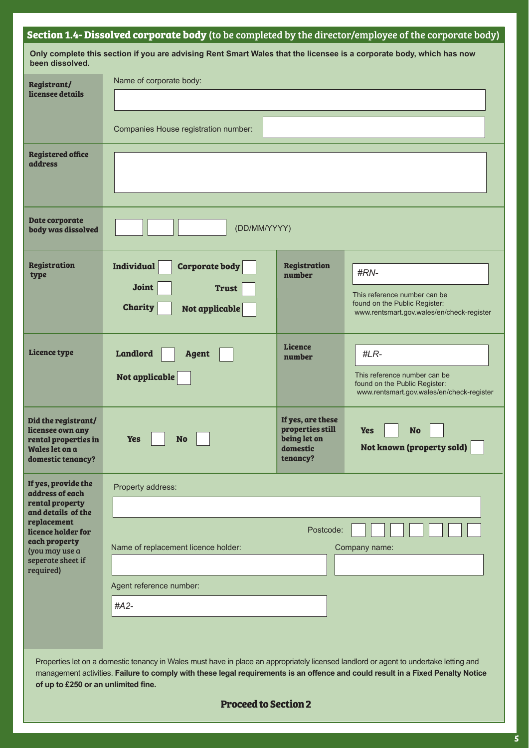## **Section 1.4- Dissolved corporate body** (to be completed by the director/employee of the corporate body)

**Only complete this section if you are advising Rent Smart Wales that the licensee is a corporate body, which has now been dissolved.**

**Registrant/ licensee details**

Name of corporate body:

Companies House registration number:

**Registered office address**

**Date corporate body was dissolved**

(DD/MM/YYYY)

**Registration type**

**Individual** ☐ **Corporate body** ☐
**Joint** ☐ **Trust** ☐
**Charity** ☐ **Not applicable** ☐

**Registration number**

*#RN-*

This reference number can be found on the Public Register: www.rentsmart.gov.wales/en/check-register

**Licence type**

**Landlord** ☐ **Agent** ☐
**Not applicable** ☐

**Licence number**

*#LR-*

This reference number can be found on the Public Register: www.rentsmart.gov.wales/en/check-register

**Did the registrant/ licensee own any rental properties in Wales let on a domestic tenancy?**

**Yes** ☐ **No** ☐

**If yes, are these properties still being let on domestic tenancy?**

**Yes** ☐ **No** ☐
**Not known (property sold)** ☐

**If yes, provide the address of each rental property and details of the replacement licence holder for each property (you may use a seperate sheet if required)**

Property address:

Postcode:

Name of replacement licence holder:

Company name:

Agent reference number:

*#A2-*

Properties let on a domestic tenancy in Wales must have in place an appropriately licensed landlord or agent to undertake letting and management activities. **Failure to comply with these legal requirements is an offence and could result in a Fixed Penalty Notice of up to £250 or an unlimited fine.**

**Proceed to Section 2**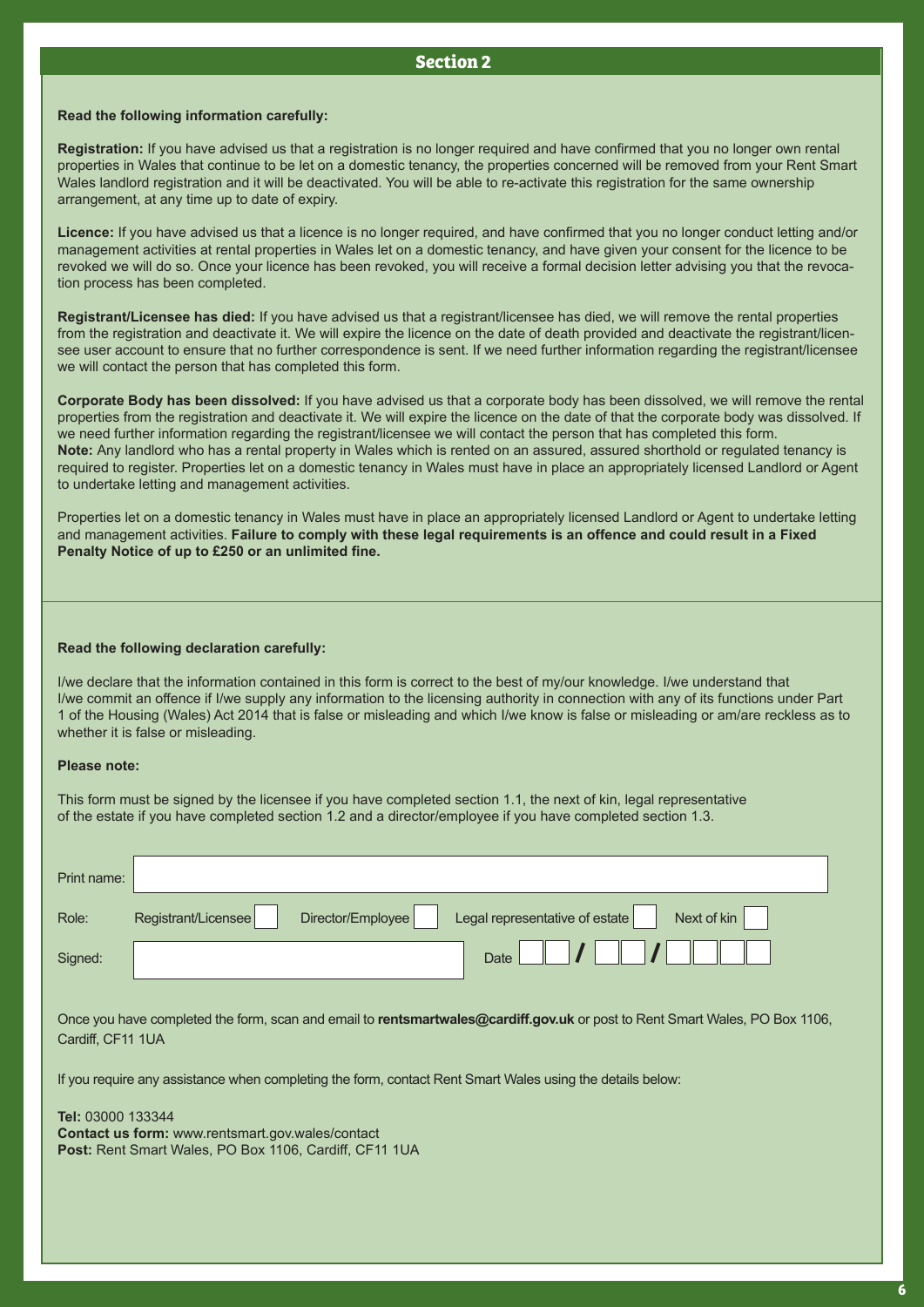## Section 2

**Read the following information carefully:**

**Registration:** If you have advised us that a registration is no longer required and have confirmed that you no longer own rental properties in Wales that continue to be let on a domestic tenancy, the properties concerned will be removed from your Rent Smart Wales landlord registration and it will be deactivated. You will be able to re-activate this registration for the same ownership arrangement, at any time up to date of expiry.

**Licence:** If you have advised us that a licence is no longer required, and have confirmed that you no longer conduct letting and/or management activities at rental properties in Wales let on a domestic tenancy, and have given your consent for the licence to be revoked we will do so. Once your licence has been revoked, you will receive a formal decision letter advising you that the revocation process has been completed.

**Registrant/Licensee has died:** If you have advised us that a registrant/licensee has died, we will remove the rental properties from the registration and deactivate it. We will expire the licence on the date of death provided and deactivate the registrant/licensee user account to ensure that no further correspondence is sent. If we need further information regarding the registrant/licensee we will contact the person that has completed this form.

**Corporate Body has been dissolved:** If you have advised us that a corporate body has been dissolved, we will remove the rental properties from the registration and deactivate it. We will expire the licence on the date of that the corporate body was dissolved. If we need further information regarding the registrant/licensee we will contact the person that has completed this form.
**Note:** Any landlord who has a rental property in Wales which is rented on an assured, assured shorthold or regulated tenancy is required to register. Properties let on a domestic tenancy in Wales must have in place an appropriately licensed Landlord or Agent to undertake letting and management activities.

Properties let on a domestic tenancy in Wales must have in place an appropriately licensed Landlord or Agent to undertake letting and management activities. **Failure to comply with these legal requirements is an offence and could result in a Fixed Penalty Notice of up to £250 or an unlimited fine.**

**Read the following declaration carefully:**

I/we declare that the information contained in this form is correct to the best of my/our knowledge. I/we understand that I/we commit an offence if I/we supply any information to the licensing authority in connection with any of its functions under Part 1 of the Housing (Wales) Act 2014 that is false or misleading and which I/we know is false or misleading or am/are reckless as to whether it is false or misleading.

**Please note:**

This form must be signed by the licensee if you have completed section 1.1, the next of kin, legal representative of the estate if you have completed section 1.2 and a director/employee if you have completed section 1.3.

Print name: ____________________

Role: Registrant/Licensee ☐ Director/Employee ☐ Legal representative of estate ☐ Next of kin ☐

Signed: ____________________ Date __ __ / __ __ / __ __ __ __

Once you have completed the form, scan and email to **rentsmartwales@cardiff.gov.uk** or post to Rent Smart Wales, PO Box 1106, Cardiff, CF11 1UA

If you require any assistance when completing the form, contact Rent Smart Wales using the details below:

**Tel:** 03000 133344
**Contact us form:** www.rentsmart.gov.wales/contact
**Post:** Rent Smart Wales, PO Box 1106, Cardiff, CF11 1UA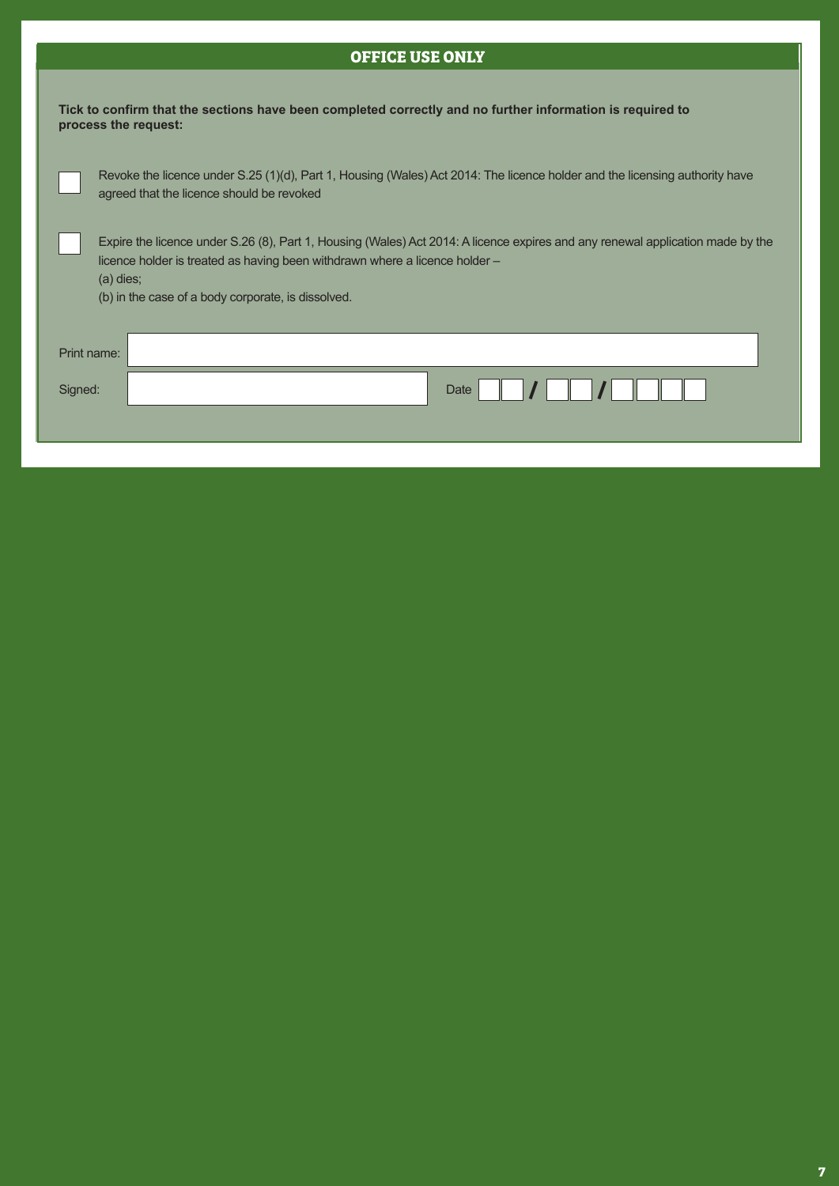## OFFICE USE ONLY

**Tick to confirm that the sections have been completed correctly and no further information is required to process the request:**

☐ Revoke the licence under S.25 (1)(d), Part 1, Housing (Wales) Act 2014: The licence holder and the licensing authority have agreed that the licence should be revoked

☐ Expire the licence under S.26 (8), Part 1, Housing (Wales) Act 2014: A licence expires and any renewal application made by the licence holder is treated as having been withdrawn where a licence holder –
(a) dies;
(b) in the case of a body corporate, is dissolved.

Print name:

Signed:                                        Date __ __ / __ __ / __ __ __ __